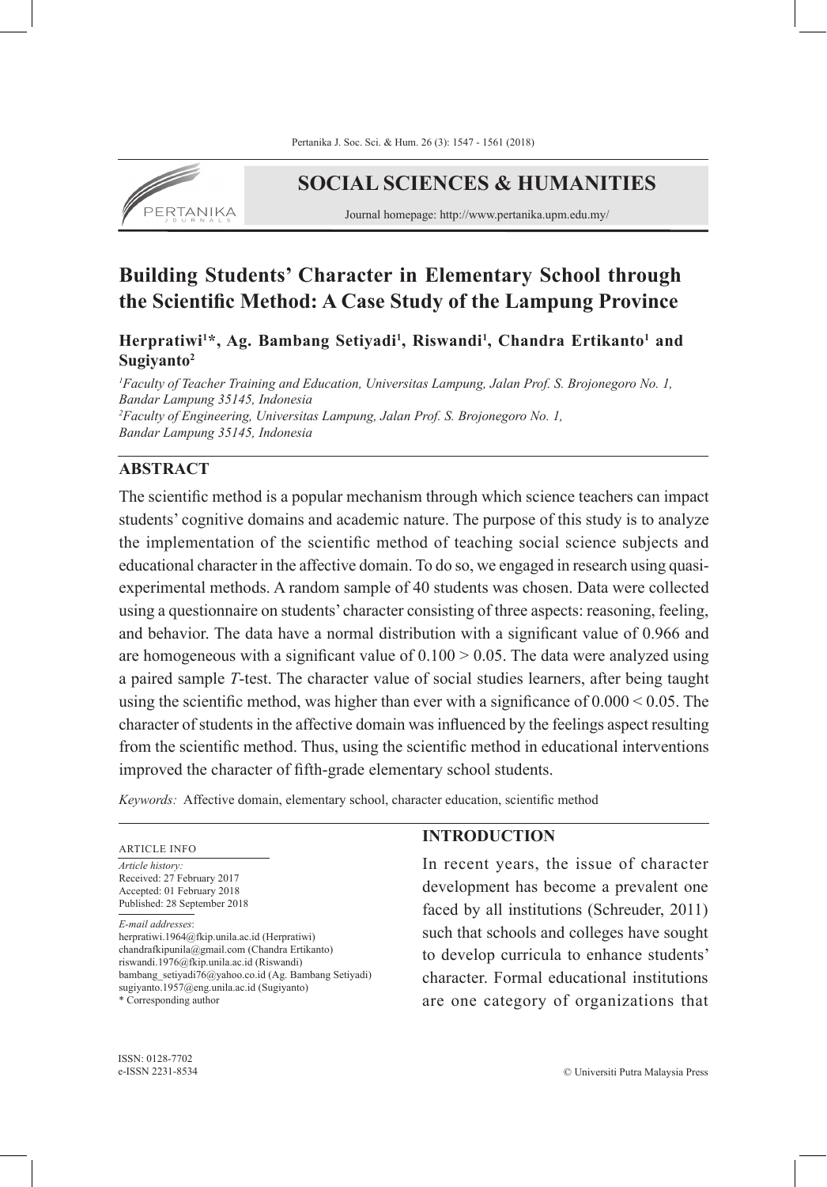# SOCIAL SCIENCES & HUMANITIES

Journal homepage: http://www.pertanika.upm.edu.my/

# Building Students' Character in Elementary School through the Scientific Method: A Case Study of the Lampung Province

**Herpratiwi[1]*, Ag. Bambang Setiyadi[1], Riswandi[1], Chandra Ertikanto[1] and Sugiyanto[2]**

*[1]Faculty of Teacher Training and Education, Universitas Lampung, Jalan Prof. S. Brojonegoro No. 1, Bandar Lampung 35145, Indonesia*
*[2]Faculty of Engineering, Universitas Lampung, Jalan Prof. S. Brojonegoro No. 1, Bandar Lampung 35145, Indonesia*

## ABSTRACT

The scientific method is a popular mechanism through which science teachers can impact students' cognitive domains and academic nature. The purpose of this study is to analyze the implementation of the scientific method of teaching social science subjects and educational character in the affective domain. To do so, we engaged in research using quasi-experimental methods. A random sample of 40 students was chosen. Data were collected using a questionnaire on students' character consisting of three aspects: reasoning, feeling, and behavior. The data have a normal distribution with a significant value of 0.966 and are homogeneous with a significant value of $0.100 > 0.05$. The data were analyzed using a paired sample *T*-test. The character value of social studies learners, after being taught using the scientific method, was higher than ever with a significance of $0.000 < 0.05$. The character of students in the affective domain was influenced by the feelings aspect resulting from the scientific method. Thus, using the scientific method in educational interventions improved the character of fifth-grade elementary school students.

*Keywords:* Affective domain, elementary school, character education, scientific method

ARTICLE INFO

*Article history:*
Received: 27 February 2017
Accepted: 01 February 2018
Published: 28 September 2018

*E-mail addresses*:
herpratiwi.1964@fkip.unila.ac.id (Herpratiwi)
chandrafkipunila@gmail.com (Chandra Ertikanto)
riswandi.1976@fkip.unila.ac.id (Riswandi)
bambang_setiyadi76@yahoo.co.id (Ag. Bambang Setiyadi)
sugiyanto.1957@eng.unila.ac.id (Sugiyanto)
\* Corresponding author

ISSN: 0128-7702
e-ISSN 2231-8534

© Universiti Putra Malaysia Press

## INTRODUCTION

In recent years, the issue of character development has become a prevalent one faced by all institutions (Schreuder, 2011) such that schools and colleges have sought to develop curricula to enhance students' character. Formal educational institutions are one category of organizations that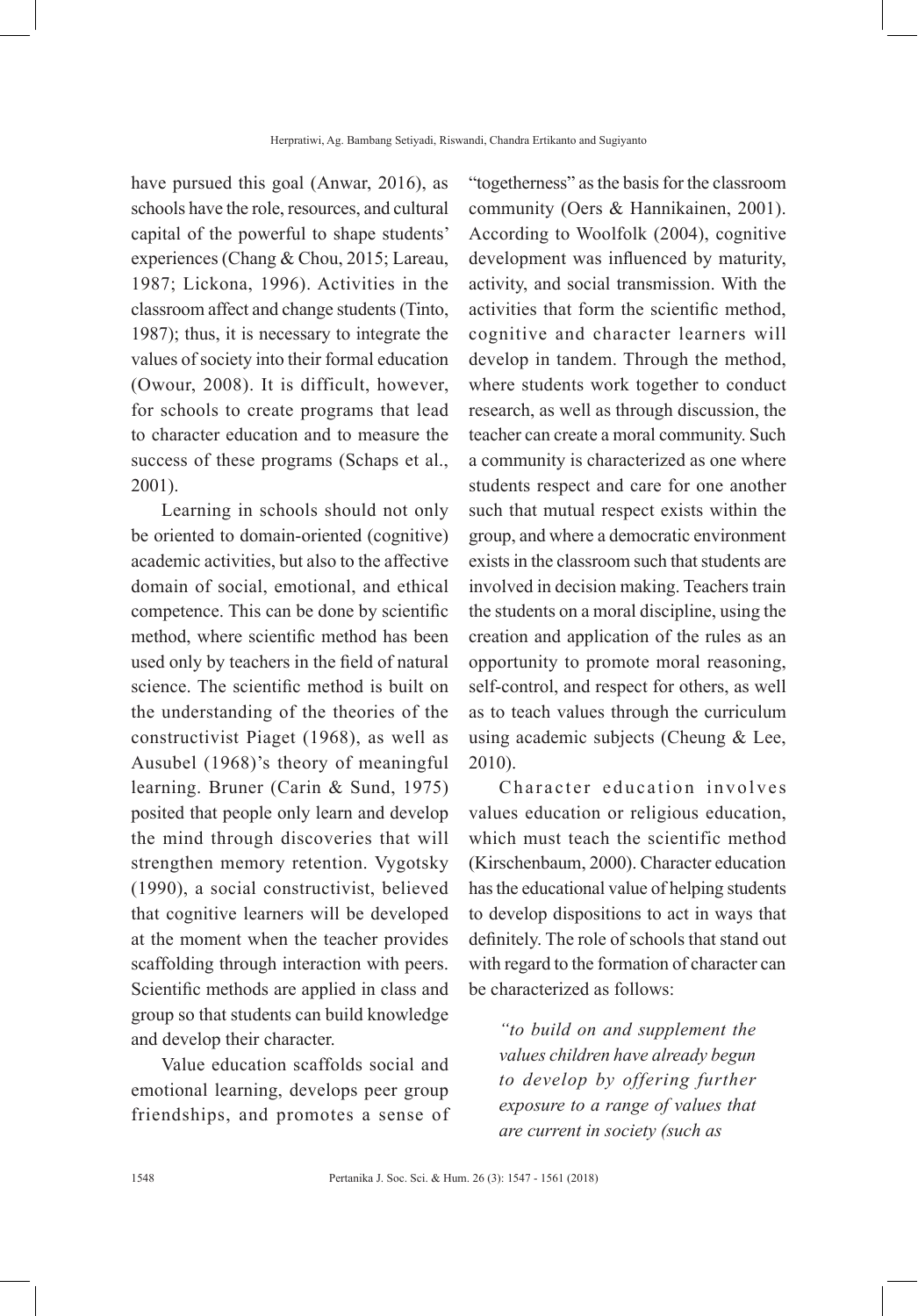have pursued this goal (Anwar, 2016), as schools have the role, resources, and cultural capital of the powerful to shape students' experiences (Chang & Chou, 2015; Lareau, 1987; Lickona, 1996). Activities in the classroom affect and change students (Tinto, 1987); thus, it is necessary to integrate the values of society into their formal education (Owour, 2008). It is difficult, however, for schools to create programs that lead to character education and to measure the success of these programs (Schaps et al., 2001).

Learning in schools should not only be oriented to domain-oriented (cognitive) academic activities, but also to the affective domain of social, emotional, and ethical competence. This can be done by scientific method, where scientific method has been used only by teachers in the field of natural science. The scientific method is built on the understanding of the theories of the constructivist Piaget (1968), as well as Ausubel (1968)'s theory of meaningful learning. Bruner (Carin & Sund, 1975) posited that people only learn and develop the mind through discoveries that will strengthen memory retention. Vygotsky (1990), a social constructivist, believed that cognitive learners will be developed at the moment when the teacher provides scaffolding through interaction with peers. Scientific methods are applied in class and group so that students can build knowledge and develop their character.

Value education scaffolds social and emotional learning, develops peer group friendships, and promotes a sense of "togetherness" as the basis for the classroom community (Oers & Hannikainen, 2001). According to Woolfolk (2004), cognitive development was influenced by maturity, activity, and social transmission. With the activities that form the scientific method, cognitive and character learners will develop in tandem. Through the method, where students work together to conduct research, as well as through discussion, the teacher can create a moral community. Such a community is characterized as one where students respect and care for one another such that mutual respect exists within the group, and where a democratic environment exists in the classroom such that students are involved in decision making. Teachers train the students on a moral discipline, using the creation and application of the rules as an opportunity to promote moral reasoning, self-control, and respect for others, as well as to teach values through the curriculum using academic subjects (Cheung & Lee, 2010).

Character education involves values education or religious education, which must teach the scientific method (Kirschenbaum, 2000). Character education has the educational value of helping students to develop dispositions to act in ways that definitely. The role of schools that stand out with regard to the formation of character can be characterized as follows:

> *"to build on and supplement the values children have already begun to develop by offering further exposure to a range of values that are current in society (such as*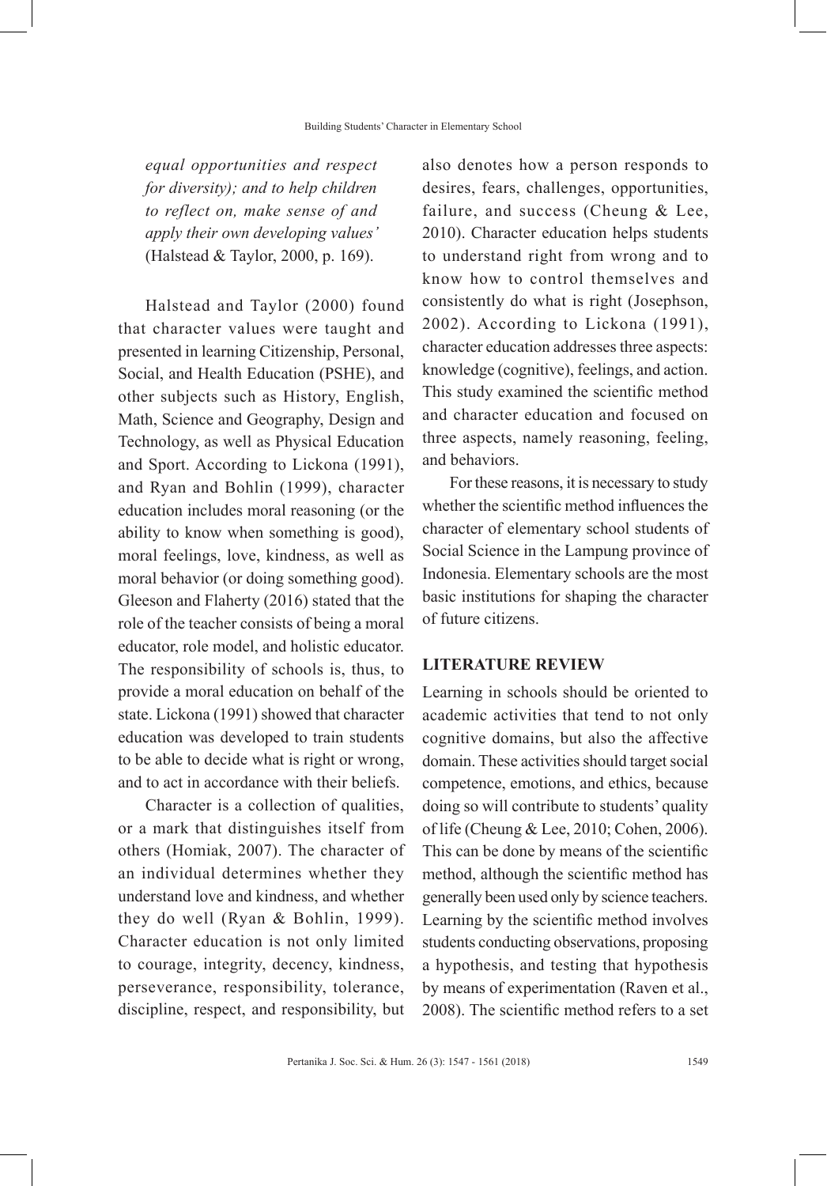*equal opportunities and respect for diversity); and to help children to reflect on, make sense of and apply their own developing values'* (Halstead & Taylor, 2000, p. 169).

Halstead and Taylor (2000) found that character values were taught and presented in learning Citizenship, Personal, Social, and Health Education (PSHE), and other subjects such as History, English, Math, Science and Geography, Design and Technology, as well as Physical Education and Sport. According to Lickona (1991), and Ryan and Bohlin (1999), character education includes moral reasoning (or the ability to know when something is good), moral feelings, love, kindness, as well as moral behavior (or doing something good). Gleeson and Flaherty (2016) stated that the role of the teacher consists of being a moral educator, role model, and holistic educator. The responsibility of schools is, thus, to provide a moral education on behalf of the state. Lickona (1991) showed that character education was developed to train students to be able to decide what is right or wrong, and to act in accordance with their beliefs.

Character is a collection of qualities, or a mark that distinguishes itself from others (Homiak, 2007). The character of an individual determines whether they understand love and kindness, and whether they do well (Ryan & Bohlin, 1999). Character education is not only limited to courage, integrity, decency, kindness, perseverance, responsibility, tolerance, discipline, respect, and responsibility, but also denotes how a person responds to desires, fears, challenges, opportunities, failure, and success (Cheung & Lee, 2010). Character education helps students to understand right from wrong and to know how to control themselves and consistently do what is right (Josephson, 2002). According to Lickona (1991), character education addresses three aspects: knowledge (cognitive), feelings, and action. This study examined the scientific method and character education and focused on three aspects, namely reasoning, feeling, and behaviors.

For these reasons, it is necessary to study whether the scientific method influences the character of elementary school students of Social Science in the Lampung province of Indonesia. Elementary schools are the most basic institutions for shaping the character of future citizens.

## LITERATURE REVIEW

Learning in schools should be oriented to academic activities that tend to not only cognitive domains, but also the affective domain. These activities should target social competence, emotions, and ethics, because doing so will contribute to students' quality of life (Cheung & Lee, 2010; Cohen, 2006). This can be done by means of the scientific method, although the scientific method has generally been used only by science teachers. Learning by the scientific method involves students conducting observations, proposing a hypothesis, and testing that hypothesis by means of experimentation (Raven et al., 2008). The scientific method refers to a set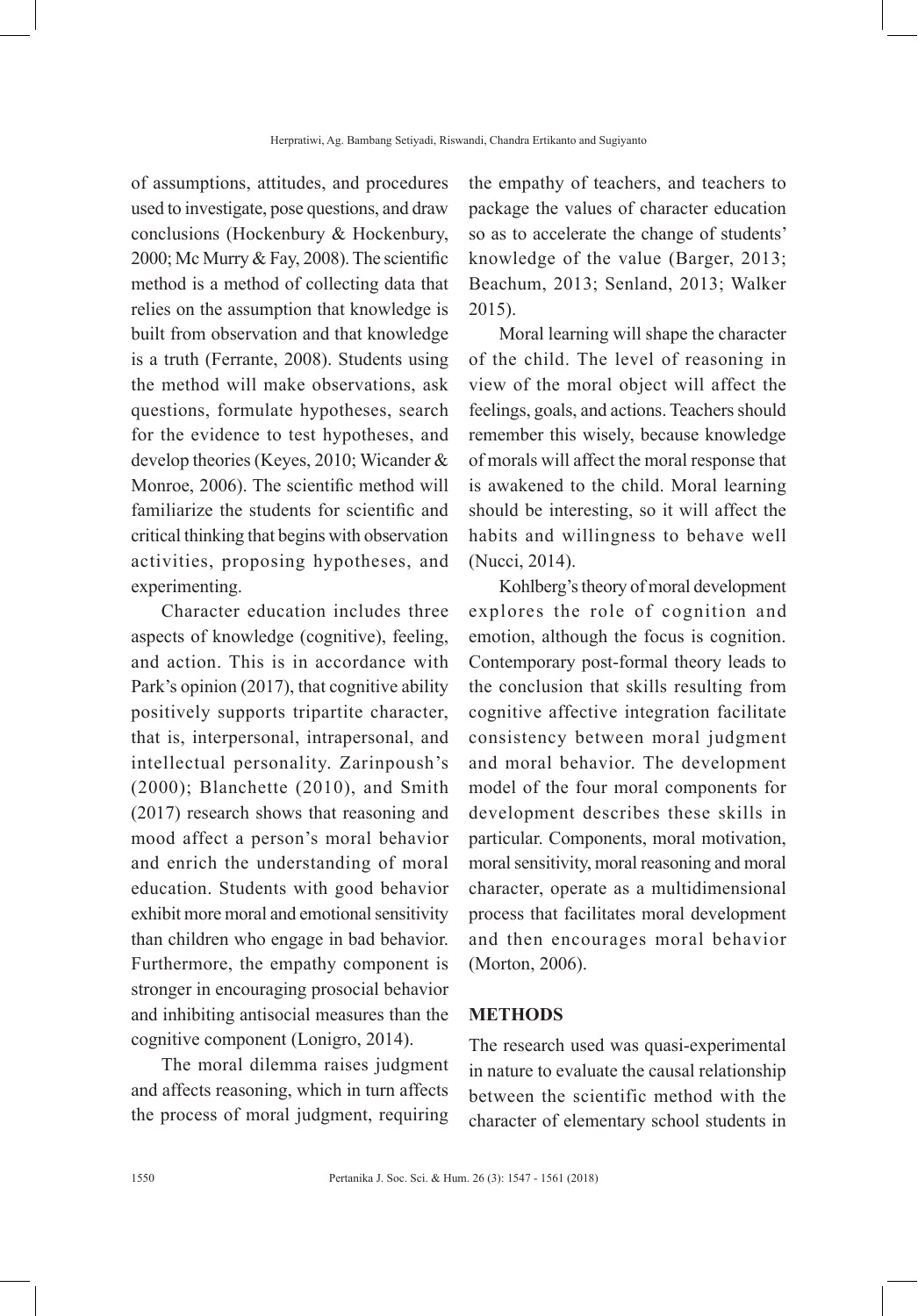of assumptions, attitudes, and procedures used to investigate, pose questions, and draw conclusions (Hockenbury & Hockenbury, 2000; Mc Murry & Fay, 2008). The scientific method is a method of collecting data that relies on the assumption that knowledge is built from observation and that knowledge is a truth (Ferrante, 2008). Students using the method will make observations, ask questions, formulate hypotheses, search for the evidence to test hypotheses, and develop theories (Keyes, 2010; Wicander & Monroe, 2006). The scientific method will familiarize the students for scientific and critical thinking that begins with observation activities, proposing hypotheses, and experimenting.

Character education includes three aspects of knowledge (cognitive), feeling, and action. This is in accordance with Park's opinion (2017), that cognitive ability positively supports tripartite character, that is, interpersonal, intrapersonal, and intellectual personality. Zarinpoush's (2000); Blanchette (2010), and Smith (2017) research shows that reasoning and mood affect a person's moral behavior and enrich the understanding of moral education. Students with good behavior exhibit more moral and emotional sensitivity than children who engage in bad behavior. Furthermore, the empathy component is stronger in encouraging prosocial behavior and inhibiting antisocial measures than the cognitive component (Lonigro, 2014).

The moral dilemma raises judgment and affects reasoning, which in turn affects the process of moral judgment, requiring the empathy of teachers, and teachers to package the values of character education so as to accelerate the change of students' knowledge of the value (Barger, 2013; Beachum, 2013; Senland, 2013; Walker 2015).

Moral learning will shape the character of the child. The level of reasoning in view of the moral object will affect the feelings, goals, and actions. Teachers should remember this wisely, because knowledge of morals will affect the moral response that is awakened to the child. Moral learning should be interesting, so it will affect the habits and willingness to behave well (Nucci, 2014).

Kohlberg's theory of moral development explores the role of cognition and emotion, although the focus is cognition. Contemporary post-formal theory leads to the conclusion that skills resulting from cognitive affective integration facilitate consistency between moral judgment and moral behavior. The development model of the four moral components for development describes these skills in particular. Components, moral motivation, moral sensitivity, moral reasoning and moral character, operate as a multidimensional process that facilitates moral development and then encourages moral behavior (Morton, 2006).

## METHODS

The research used was quasi-experimental in nature to evaluate the causal relationship between the scientific method with the character of elementary school students in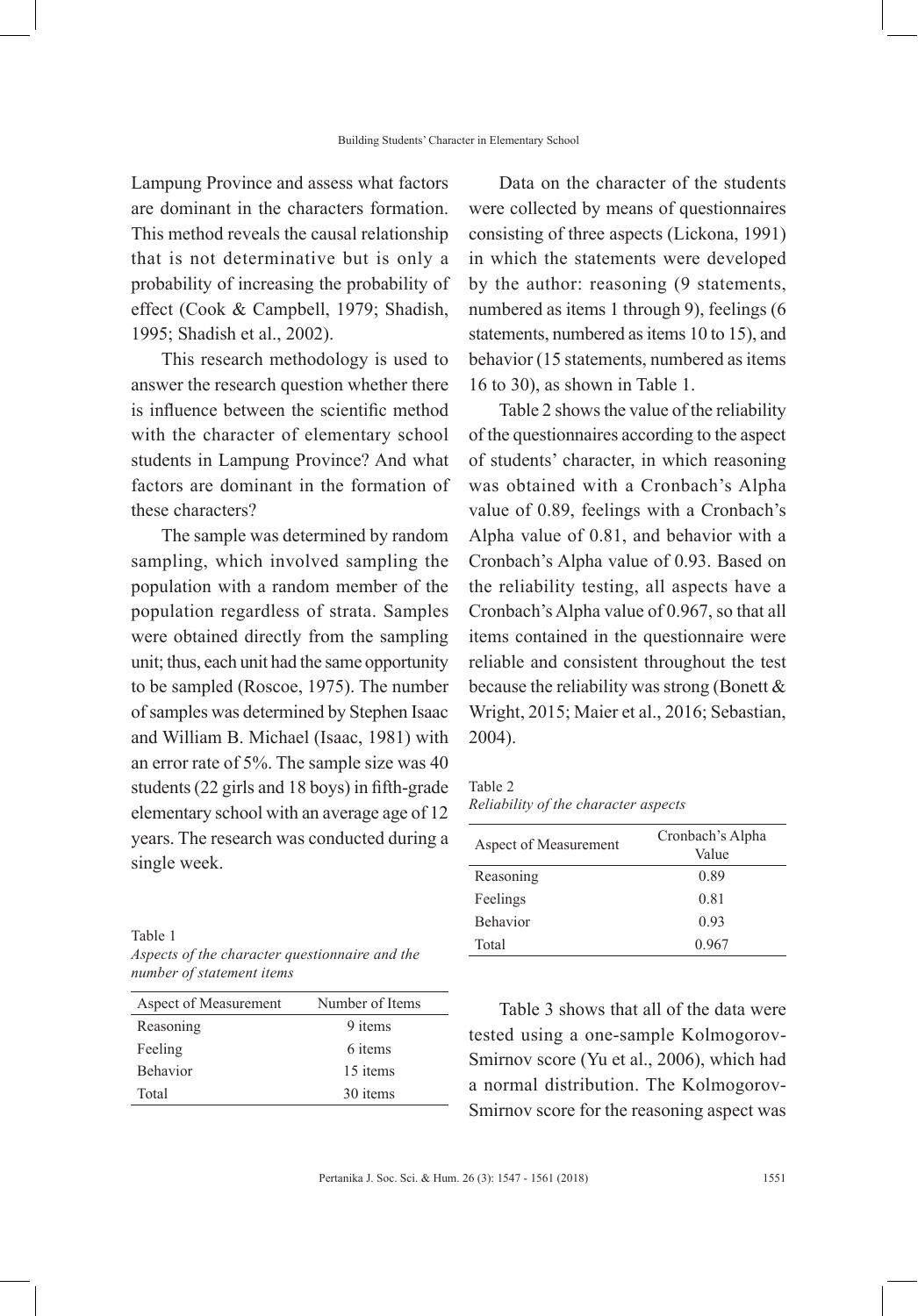Lampung Province and assess what factors are dominant in the characters formation. This method reveals the causal relationship that is not determinative but is only a probability of increasing the probability of effect (Cook & Campbell, 1979; Shadish, 1995; Shadish et al., 2002).

This research methodology is used to answer the research question whether there is influence between the scientific method with the character of elementary school students in Lampung Province? And what factors are dominant in the formation of these characters?

The sample was determined by random sampling, which involved sampling the population with a random member of the population regardless of strata. Samples were obtained directly from the sampling unit; thus, each unit had the same opportunity to be sampled (Roscoe, 1975). The number of samples was determined by Stephen Isaac and William B. Michael (Isaac, 1981) with an error rate of 5%. The sample size was 40 students (22 girls and 18 boys) in fifth-grade elementary school with an average age of 12 years. The research was conducted during a single week.

Table 1
*Aspects of the character questionnaire and the number of statement items*

| Aspect of Measurement | Number of Items |
|---|---|
| Reasoning | 9 items |
| Feeling | 6 items |
| Behavior | 15 items |
| Total | 30 items |

Data on the character of the students were collected by means of questionnaires consisting of three aspects (Lickona, 1991) in which the statements were developed by the author: reasoning (9 statements, numbered as items 1 through 9), feelings (6 statements, numbered as items 10 to 15), and behavior (15 statements, numbered as items 16 to 30), as shown in Table 1.

Table 2 shows the value of the reliability of the questionnaires according to the aspect of students' character, in which reasoning was obtained with a Cronbach's Alpha value of 0.89, feelings with a Cronbach's Alpha value of 0.81, and behavior with a Cronbach's Alpha value of 0.93. Based on the reliability testing, all aspects have a Cronbach's Alpha value of 0.967, so that all items contained in the questionnaire were reliable and consistent throughout the test because the reliability was strong (Bonett & Wright, 2015; Maier et al., 2016; Sebastian, 2004).

Table 2
*Reliability of the character aspects*

| Aspect of Measurement | Cronbach's Alpha Value |
|---|---|
| Reasoning | 0.89 |
| Feelings | 0.81 |
| Behavior | 0.93 |
| Total | 0.967 |

Table 3 shows that all of the data were tested using a one-sample Kolmogorov-Smirnov score (Yu et al., 2006), which had a normal distribution. The Kolmogorov-Smirnov score for the reasoning aspect was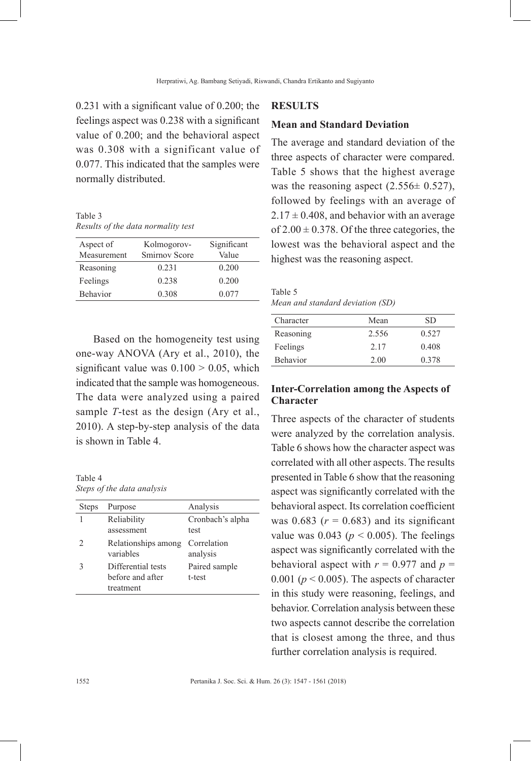0.231 with a significant value of 0.200; the feelings aspect was 0.238 with a significant value of 0.200; and the behavioral aspect was 0.308 with a significant value of 0.077. This indicated that the samples were normally distributed.

Table 3
*Results of the data normality test*

| Aspect of Measurement | Kolmogorov-Smirnov Score | Significant Value |
|---|---|---|
| Reasoning | 0.231 | 0.200 |
| Feelings | 0.238 | 0.200 |
| Behavior | 0.308 | 0.077 |

Based on the homogeneity test using one-way ANOVA (Ary et al., 2010), the significant value was $0.100 > 0.05$, which indicated that the sample was homogeneous. The data were analyzed using a paired sample *T*-test as the design (Ary et al., 2010). A step-by-step analysis of the data is shown in Table 4.

Table 4
*Steps of the data analysis*

| Steps | Purpose | Analysis |
|---|---|---|
| 1 | Reliability assessment | Cronbach's alpha test |
| 2 | Relationships among variables | Correlation analysis |
| 3 | Differential tests before and after treatment | Paired sample t-test |

## RESULTS

### Mean and Standard Deviation

The average and standard deviation of the three aspects of character were compared. Table 5 shows that the highest average was the reasoning aspect ($2.556 \pm 0.527$), followed by feelings with an average of $2.17 \pm 0.408$, and behavior with an average of $2.00 \pm 0.378$. Of the three categories, the lowest was the behavioral aspect and the highest was the reasoning aspect.

Table 5
*Mean and standard deviation (SD)*

| Character | Mean | SD |
|---|---|---|
| Reasoning | 2.556 | 0.527 |
| Feelings | 2.17 | 0.408 |
| Behavior | 2.00 | 0.378 |

### Inter-Correlation among the Aspects of Character

Three aspects of the character of students were analyzed by the correlation analysis. Table 6 shows how the character aspect was correlated with all other aspects. The results presented in Table 6 show that the reasoning aspect was significantly correlated with the behavioral aspect. Its correlation coefficient was 0.683 ($r = 0.683$) and its significant value was 0.043 ($p < 0.005$). The feelings aspect was significantly correlated with the behavioral aspect with $r = 0.977$ and $p = 0.001$ ($p < 0.005$). The aspects of character in this study were reasoning, feelings, and behavior. Correlation analysis between these two aspects cannot describe the correlation that is closest among the three, and thus further correlation analysis is required.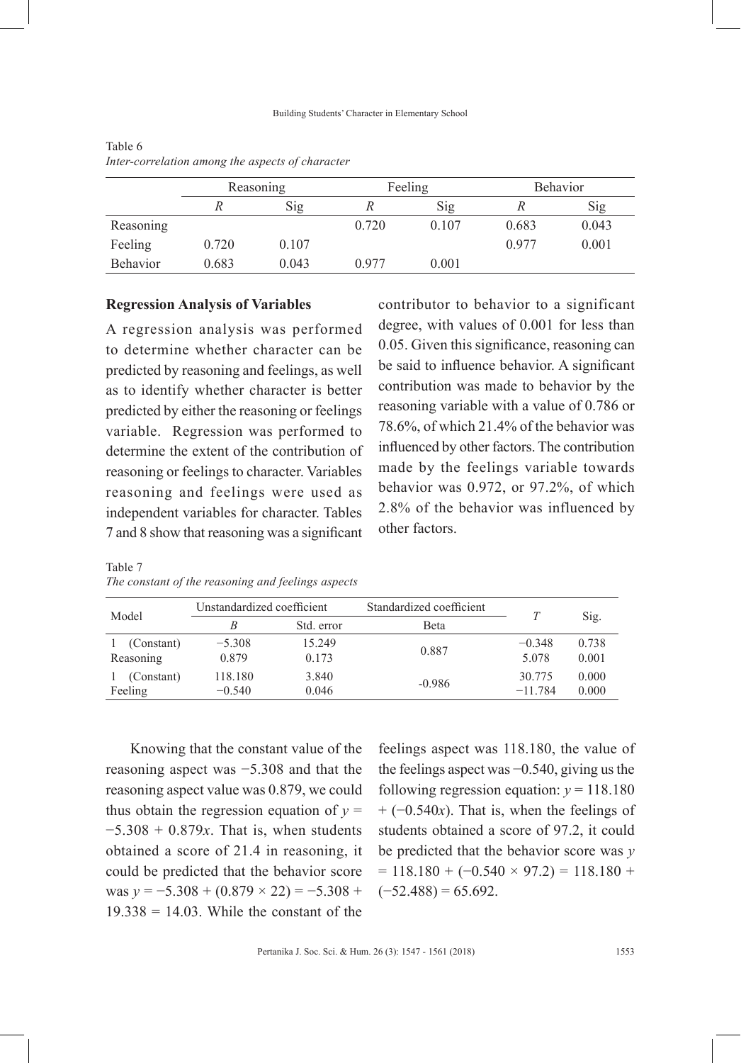Table 6
*Inter-correlation among the aspects of character*

| | Reasoning | | Feeling | | Behavior | |
|---|---|---|---|---|---|---|
| | *R* | Sig | *R* | Sig | *R* | Sig |
| Reasoning | | | 0.720 | 0.107 | 0.683 | 0.043 |
| Feeling | 0.720 | 0.107 | | | 0.977 | 0.001 |
| Behavior | 0.683 | 0.043 | 0.977 | 0.001 | | |

**Regression Analysis of Variables**

A regression analysis was performed to determine whether character can be predicted by reasoning and feelings, as well as to identify whether character is better predicted by either the reasoning or feelings variable. Regression was performed to determine the extent of the contribution of reasoning or feelings to character. Variables reasoning and feelings were used as independent variables for character. Tables 7 and 8 show that reasoning was a significant contributor to behavior to a significant degree, with values of 0.001 for less than 0.05. Given this significance, reasoning can be said to influence behavior. A significant contribution was made to behavior by the reasoning variable with a value of 0.786 or 78.6%, of which 21.4% of the behavior was influenced by other factors. The contribution made by the feelings variable towards behavior was 0.972, or 97.2%, of which 2.8% of the behavior was influenced by other factors.

Table 7
*The constant of the reasoning and feelings aspects*

| Model | Unstandardized coefficient | | Standardized coefficient | *T* | Sig. |
|---|---|---|---|---|---|
| | *B* | Std. error | Beta | | |
| 1 (Constant) | −5.308 | 15.249 | 0.887 | −0.348 | 0.738 |
| Reasoning | 0.879 | 0.173 | | 5.078 | 0.001 |
| 1 (Constant) | 118.180 | 3.840 | -0.986 | 30.775 | 0.000 |
| Feeling | −0.540 | 0.046 | | −11.784 | 0.000 |

Knowing that the constant value of the reasoning aspect was −5.308 and that the reasoning aspect value was 0.879, we could thus obtain the regression equation of $y = -5.308 + 0.879x$. That is, when students obtained a score of 21.4 in reasoning, it could be predicted that the behavior score was $y = -5.308 + (0.879 \times 22) = -5.308 + 19.338 = 14.03$. While the constant of the feelings aspect was 118.180, the value of the feelings aspect was −0.540, giving us the following regression equation: $y = 118.180 + (-0.540x)$. That is, when the feelings of students obtained a score of 97.2, it could be predicted that the behavior score was $y = 118.180 + (-0.540 \times 97.2) = 118.180 + (-52.488) = 65.692$.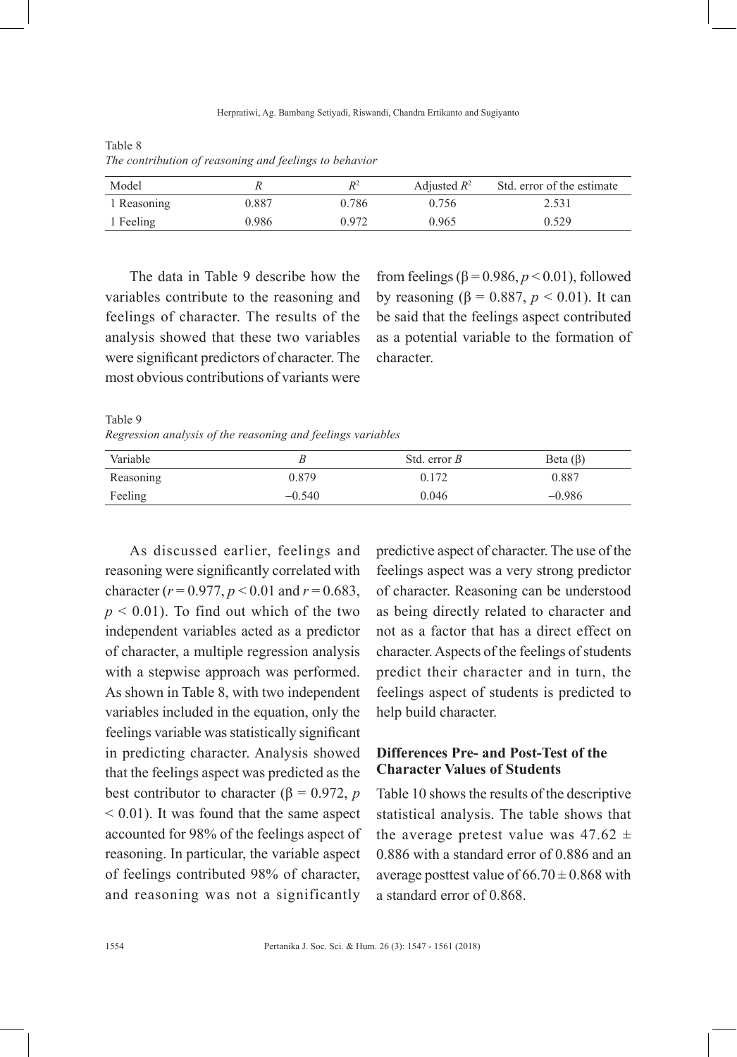Table 8
*The contribution of reasoning and feelings to behavior*

| Model | $R$ | $R^2$ | Adjusted $R^2$ | Std. error of the estimate |
|---|---|---|---|---|
| 1 Reasoning | 0.887 | 0.786 | 0.756 | 2.531 |
| 1 Feeling | 0.986 | 0.972 | 0.965 | 0.529 |

The data in Table 9 describe how the variables contribute to the reasoning and feelings of character. The results of the analysis showed that these two variables were significant predictors of character. The most obvious contributions of variants were from feelings ($\beta = 0.986$, $p < 0.01$), followed by reasoning ($\beta = 0.887$, $p < 0.01$). It can be said that the feelings aspect contributed as a potential variable to the formation of character.

Table 9
*Regression analysis of the reasoning and feelings variables*

| Variable | $B$ | Std. error $B$ | Beta ($\beta$) |
|---|---|---|---|
| Reasoning | 0.879 | 0.172 | 0.887 |
| Feeling | −0.540 | 0.046 | −0.986 |

As discussed earlier, feelings and reasoning were significantly correlated with character ($r = 0.977$, $p < 0.01$ and $r = 0.683$, $p < 0.01$). To find out which of the two independent variables acted as a predictor of character, a multiple regression analysis with a stepwise approach was performed. As shown in Table 8, with two independent variables included in the equation, only the feelings variable was statistically significant in predicting character. Analysis showed that the feelings aspect was predicted as the best contributor to character ($\beta = 0.972$, $p < 0.01$). It was found that the same aspect accounted for 98% of the feelings aspect of reasoning. In particular, the variable aspect of feelings contributed 98% of character, and reasoning was not a significantly predictive aspect of character. The use of the feelings aspect was a very strong predictor of character. Reasoning can be understood as being directly related to character and not as a factor that has a direct effect on character. Aspects of the feelings of students predict their character and in turn, the feelings aspect of students is predicted to help build character.

## Differences Pre- and Post-Test of the Character Values of Students

Table 10 shows the results of the descriptive statistical analysis. The table shows that the average pretest value was $47.62 \pm 0.886$ with a standard error of 0.886 and an average posttest value of $66.70 \pm 0.868$ with a standard error of 0.868.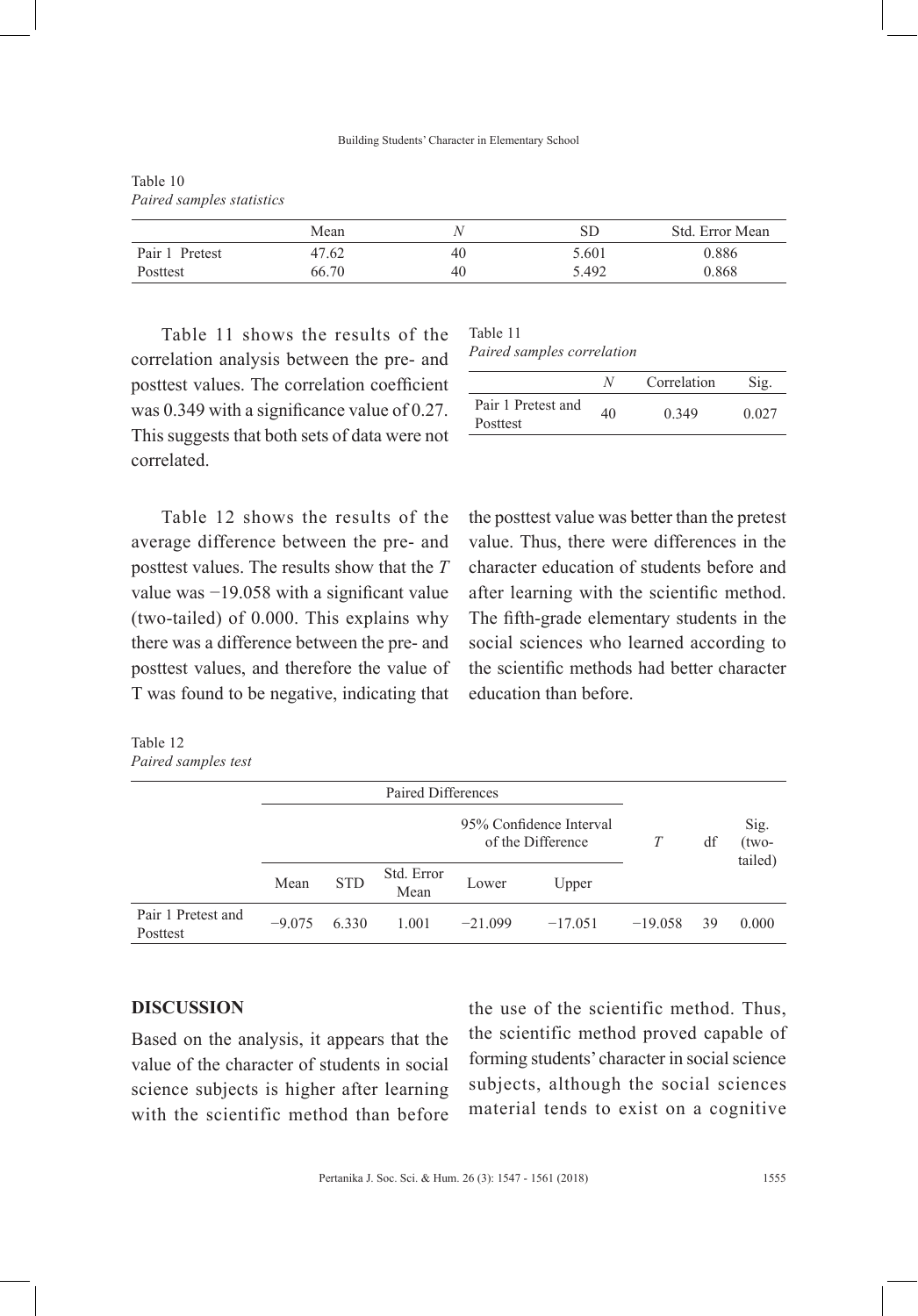Table 10
*Paired samples statistics*

| | Mean | *N* | SD | Std. Error Mean |
|---|---|---|---|---|
| Pair 1 Pretest | 47.62 | 40 | 5.601 | 0.886 |
| Posttest | 66.70 | 40 | 5.492 | 0.868 |

Table 11 shows the results of the correlation analysis between the pre- and posttest values. The correlation coefficient was 0.349 with a significance value of 0.27. This suggests that both sets of data were not correlated.

Table 11
*Paired samples correlation*

| | *N* | Correlation | Sig. |
|---|---|---|---|
| Pair 1 Pretest and Posttest | 40 | 0.349 | 0.027 |

Table 12 shows the results of the average difference between the pre- and posttest values. The results show that the *T* value was −19.058 with a significant value (two-tailed) of 0.000. This explains why there was a difference between the pre- and posttest values, and therefore the value of T was found to be negative, indicating that the posttest value was better than the pretest value. Thus, there were differences in the character education of students before and after learning with the scientific method. The fifth-grade elementary students in the social sciences who learned according to the scientific methods had better character education than before.

Table 12
*Paired samples test*

| | Paired Differences | | | | | *T* | df | Sig. (two-tailed) |
|---|---|---|---|---|---|---|---|---|
| | | | | 95% Confidence Interval of the Difference | | | | |
| | Mean | STD | Std. Error Mean | Lower | Upper | | | |
| Pair 1 Pretest and Posttest | −9.075 | 6.330 | 1.001 | −21.099 | −17.051 | −19.058 | 39 | 0.000 |

## DISCUSSION

Based on the analysis, it appears that the value of the character of students in social science subjects is higher after learning with the scientific method than before the use of the scientific method. Thus, the scientific method proved capable of forming students' character in social science subjects, although the social sciences material tends to exist on a cognitive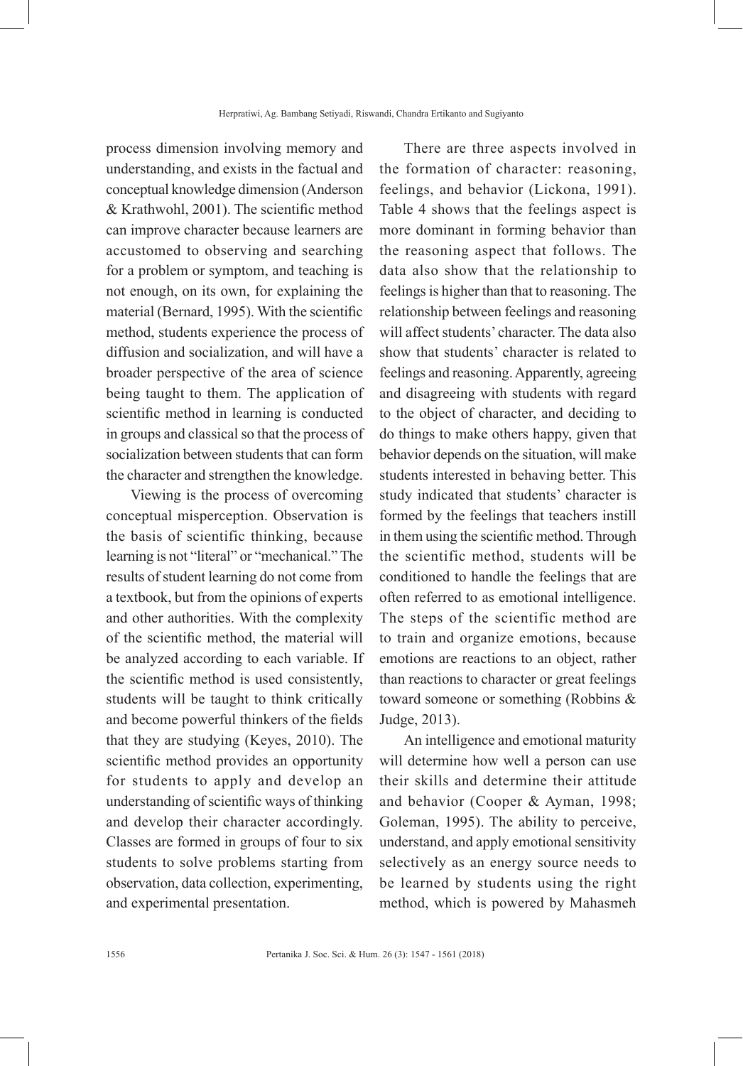process dimension involving memory and understanding, and exists in the factual and conceptual knowledge dimension (Anderson & Krathwohl, 2001). The scientific method can improve character because learners are accustomed to observing and searching for a problem or symptom, and teaching is not enough, on its own, for explaining the material (Bernard, 1995). With the scientific method, students experience the process of diffusion and socialization, and will have a broader perspective of the area of science being taught to them. The application of scientific method in learning is conducted in groups and classical so that the process of socialization between students that can form the character and strengthen the knowledge.

Viewing is the process of overcoming conceptual misperception. Observation is the basis of scientific thinking, because learning is not "literal" or "mechanical." The results of student learning do not come from a textbook, but from the opinions of experts and other authorities. With the complexity of the scientific method, the material will be analyzed according to each variable. If the scientific method is used consistently, students will be taught to think critically and become powerful thinkers of the fields that they are studying (Keyes, 2010). The scientific method provides an opportunity for students to apply and develop an understanding of scientific ways of thinking and develop their character accordingly. Classes are formed in groups of four to six students to solve problems starting from observation, data collection, experimenting, and experimental presentation.

There are three aspects involved in the formation of character: reasoning, feelings, and behavior (Lickona, 1991). Table 4 shows that the feelings aspect is more dominant in forming behavior than the reasoning aspect that follows. The data also show that the relationship to feelings is higher than that to reasoning. The relationship between feelings and reasoning will affect students' character. The data also show that students' character is related to feelings and reasoning. Apparently, agreeing and disagreeing with students with regard to the object of character, and deciding to do things to make others happy, given that behavior depends on the situation, will make students interested in behaving better. This study indicated that students' character is formed by the feelings that teachers instill in them using the scientific method. Through the scientific method, students will be conditioned to handle the feelings that are often referred to as emotional intelligence. The steps of the scientific method are to train and organize emotions, because emotions are reactions to an object, rather than reactions to character or great feelings toward someone or something (Robbins & Judge, 2013).

An intelligence and emotional maturity will determine how well a person can use their skills and determine their attitude and behavior (Cooper & Ayman, 1998; Goleman, 1995). The ability to perceive, understand, and apply emotional sensitivity selectively as an energy source needs to be learned by students using the right method, which is powered by Mahasmeh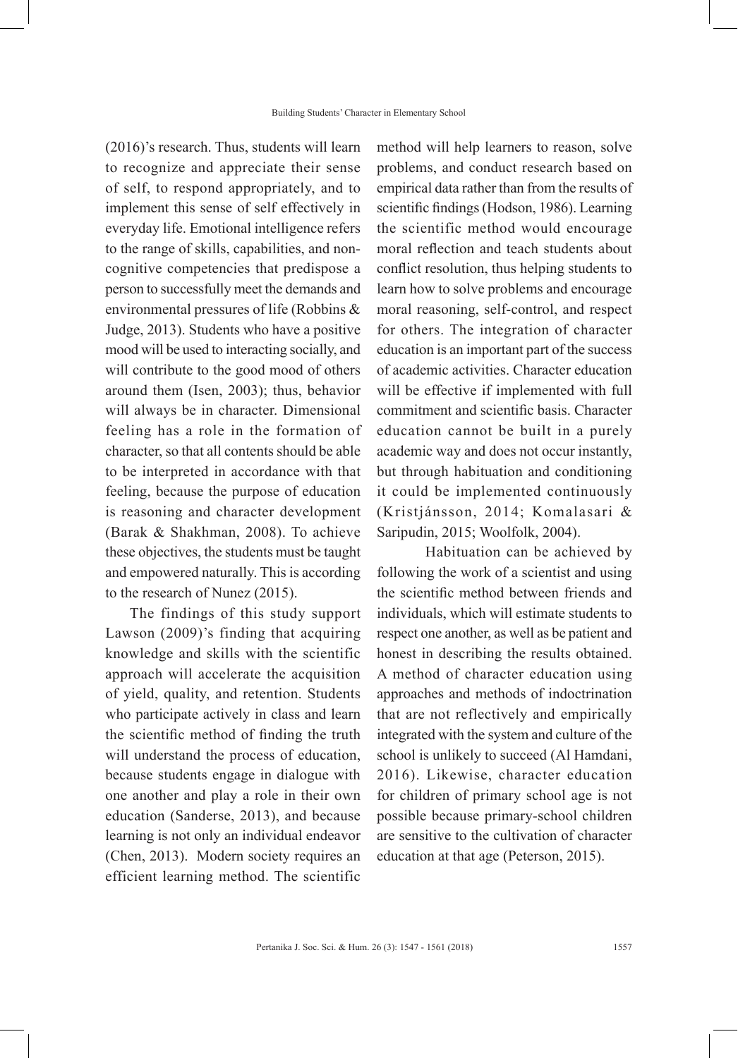(2016)'s research. Thus, students will learn to recognize and appreciate their sense of self, to respond appropriately, and to implement this sense of self effectively in everyday life. Emotional intelligence refers to the range of skills, capabilities, and non-cognitive competencies that predispose a person to successfully meet the demands and environmental pressures of life (Robbins & Judge, 2013). Students who have a positive mood will be used to interacting socially, and will contribute to the good mood of others around them (Isen, 2003); thus, behavior will always be in character. Dimensional feeling has a role in the formation of character, so that all contents should be able to be interpreted in accordance with that feeling, because the purpose of education is reasoning and character development (Barak & Shakhman, 2008). To achieve these objectives, the students must be taught and empowered naturally. This is according to the research of Nunez (2015).

The findings of this study support Lawson (2009)'s finding that acquiring knowledge and skills with the scientific approach will accelerate the acquisition of yield, quality, and retention. Students who participate actively in class and learn the scientific method of finding the truth will understand the process of education, because students engage in dialogue with one another and play a role in their own education (Sanderse, 2013), and because learning is not only an individual endeavor (Chen, 2013). Modern society requires an efficient learning method. The scientific method will help learners to reason, solve problems, and conduct research based on empirical data rather than from the results of scientific findings (Hodson, 1986). Learning the scientific method would encourage moral reflection and teach students about conflict resolution, thus helping students to learn how to solve problems and encourage moral reasoning, self-control, and respect for others. The integration of character education is an important part of the success of academic activities. Character education will be effective if implemented with full commitment and scientific basis. Character education cannot be built in a purely academic way and does not occur instantly, but through habituation and conditioning it could be implemented continuously (Kristjánsson, 2014; Komalasari & Saripudin, 2015; Woolfolk, 2004).

Habituation can be achieved by following the work of a scientist and using the scientific method between friends and individuals, which will estimate students to respect one another, as well as be patient and honest in describing the results obtained. A method of character education using approaches and methods of indoctrination that are not reflectively and empirically integrated with the system and culture of the school is unlikely to succeed (Al Hamdani, 2016). Likewise, character education for children of primary school age is not possible because primary-school children are sensitive to the cultivation of character education at that age (Peterson, 2015).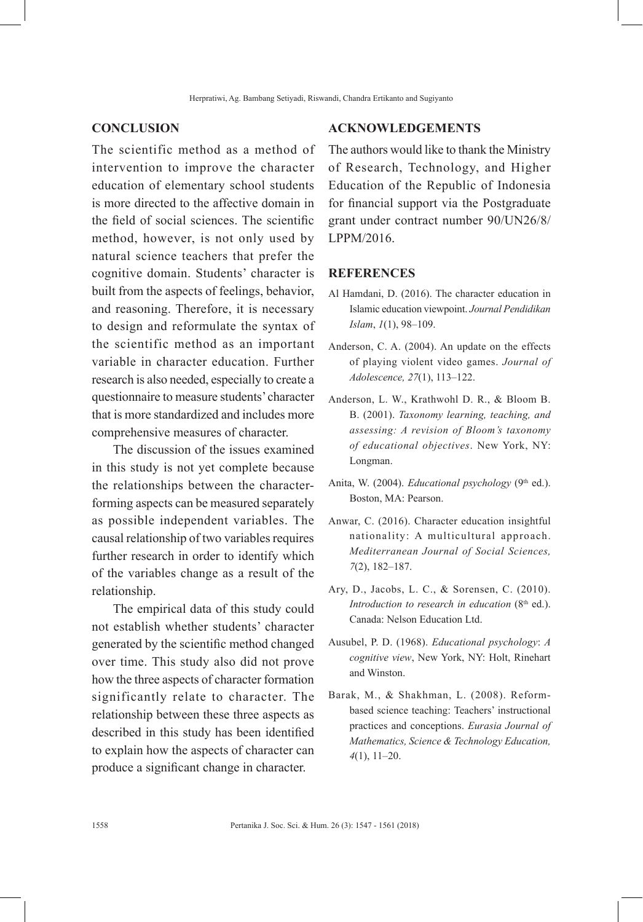## CONCLUSION

The scientific method as a method of intervention to improve the character education of elementary school students is more directed to the affective domain in the field of social sciences. The scientific method, however, is not only used by natural science teachers that prefer the cognitive domain. Students' character is built from the aspects of feelings, behavior, and reasoning. Therefore, it is necessary to design and reformulate the syntax of the scientific method as an important variable in character education. Further research is also needed, especially to create a questionnaire to measure students' character that is more standardized and includes more comprehensive measures of character.

The discussion of the issues examined in this study is not yet complete because the relationships between the character-forming aspects can be measured separately as possible independent variables. The causal relationship of two variables requires further research in order to identify which of the variables change as a result of the relationship.

The empirical data of this study could not establish whether students' character generated by the scientific method changed over time. This study also did not prove how the three aspects of character formation significantly relate to character. The relationship between these three aspects as described in this study has been identified to explain how the aspects of character can produce a significant change in character.

## ACKNOWLEDGEMENTS

The authors would like to thank the Ministry of Research, Technology, and Higher Education of the Republic of Indonesia for financial support via the Postgraduate grant under contract number 90/UN26/8/LPPM/2016.

## REFERENCES

Al Hamdani, D. (2016). The character education in Islamic education viewpoint. *Journal Pendidikan Islam*, *1*(1), 98–109.

Anderson, C. A. (2004). An update on the effects of playing violent video games. *Journal of Adolescence, 27*(1), 113–122.

Anderson, L. W., Krathwohl D. R., & Bloom B. B. (2001). *Taxonomy learning, teaching, and assessing: A revision of Bloom's taxonomy of educational objectives*. New York, NY: Longman.

Anita, W. (2004). *Educational psychology* (9th ed.). Boston, MA: Pearson.

Anwar, C. (2016). Character education insightful nationality: A multicultural approach. *Mediterranean Journal of Social Sciences, 7*(2), 182–187.

Ary, D., Jacobs, L. C., & Sorensen, C. (2010). *Introduction to research in education* (8th ed.). Canada: Nelson Education Ltd.

Ausubel, P. D. (1968). *Educational psychology*: *A cognitive view*, New York, NY: Holt, Rinehart and Winston.

Barak, M., & Shakhman, L. (2008). Reform-based science teaching: Teachers' instructional practices and conceptions. *Eurasia Journal of Mathematics, Science & Technology Education, 4*(1), 11–20.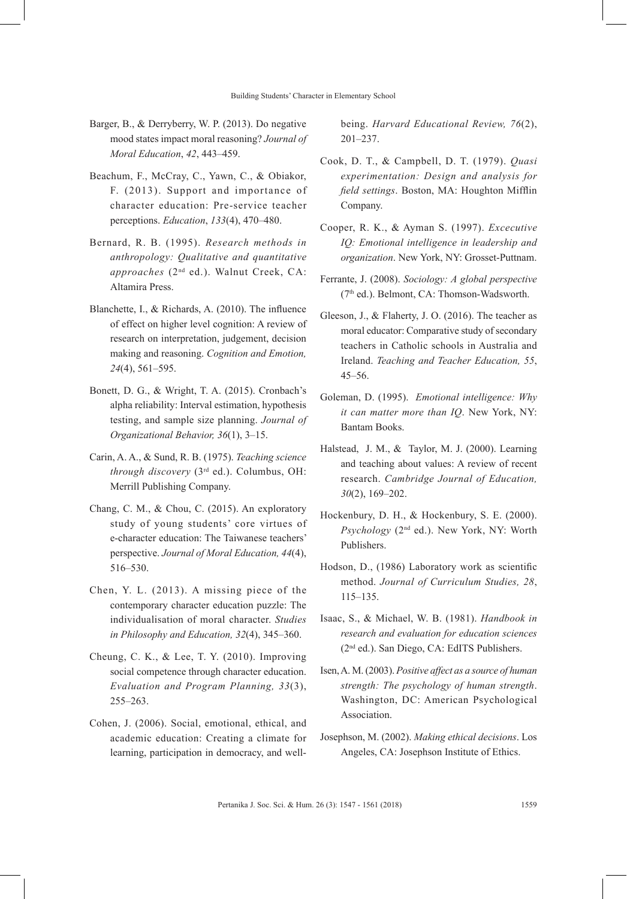Barger, B., & Derryberry, W. P. (2013). Do negative mood states impact moral reasoning? *Journal of Moral Education*, *42*, 443–459.

Beachum, F., McCray, C., Yawn, C., & Obiakor, F. (2013). Support and importance of character education: Pre-service teacher perceptions. *Education*, *133*(4), 470–480.

Bernard, R. B. (1995). *Research methods in anthropology: Qualitative and quantitative approaches* (2nd ed.). Walnut Creek, CA: Altamira Press.

Blanchette, I., & Richards, A. (2010). The influence of effect on higher level cognition: A review of research on interpretation, judgement, decision making and reasoning. *Cognition and Emotion, 24*(4), 561–595.

Bonett, D. G., & Wright, T. A. (2015). Cronbach's alpha reliability: Interval estimation, hypothesis testing, and sample size planning. *Journal of Organizational Behavior, 36*(1), 3–15.

Carin, A. A., & Sund, R. B. (1975). *Teaching science through discovery* (3rd ed.). Columbus, OH: Merrill Publishing Company.

Chang, C. M., & Chou, C. (2015). An exploratory study of young students' core virtues of e-character education: The Taiwanese teachers' perspective. *Journal of Moral Education, 44*(4), 516–530.

Chen, Y. L. (2013). A missing piece of the contemporary character education puzzle: The individualisation of moral character. *Studies in Philosophy and Education, 32*(4), 345–360.

Cheung, C. K., & Lee, T. Y. (2010). Improving social competence through character education. *Evaluation and Program Planning, 33*(3), 255–263.

Cohen, J. (2006). Social, emotional, ethical, and academic education: Creating a climate for learning, participation in democracy, and well-being. *Harvard Educational Review, 76*(2), 201–237.

Cook, D. T., & Campbell, D. T. (1979). *Quasi experimentation: Design and analysis for field settings*. Boston, MA: Houghton Mifflin Company.

Cooper, R. K., & Ayman S. (1997). *Excecutive IQ: Emotional intelligence in leadership and organization*. New York, NY: Grosset-Puttnam.

Ferrante, J. (2008). *Sociology: A global perspective* (7th ed.). Belmont, CA: Thomson-Wadsworth.

Gleeson, J., & Flaherty, J. O. (2016). The teacher as moral educator: Comparative study of secondary teachers in Catholic schools in Australia and Ireland. *Teaching and Teacher Education, 55*, 45–56.

Goleman, D. (1995). *Emotional intelligence: Why it can matter more than IQ*. New York, NY: Bantam Books.

Halstead, J. M., & Taylor, M. J. (2000). Learning and teaching about values: A review of recent research. *Cambridge Journal of Education, 30*(2), 169–202.

Hockenbury, D. H., & Hockenbury, S. E. (2000). *Psychology* (2nd ed.). New York, NY: Worth Publishers.

Hodson, D., (1986) Laboratory work as scientific method. *Journal of Curriculum Studies, 28*, 115–135.

Isaac, S., & Michael, W. B. (1981). *Handbook in research and evaluation for education sciences* (2nd ed.). San Diego, CA: EdITS Publishers.

Isen, A. M. (2003). *Positive affect as a source of human strength: The psychology of human strength*. Washington, DC: American Psychological Association.

Josephson, M. (2002). *Making ethical decisions*. Los Angeles, CA: Josephson Institute of Ethics.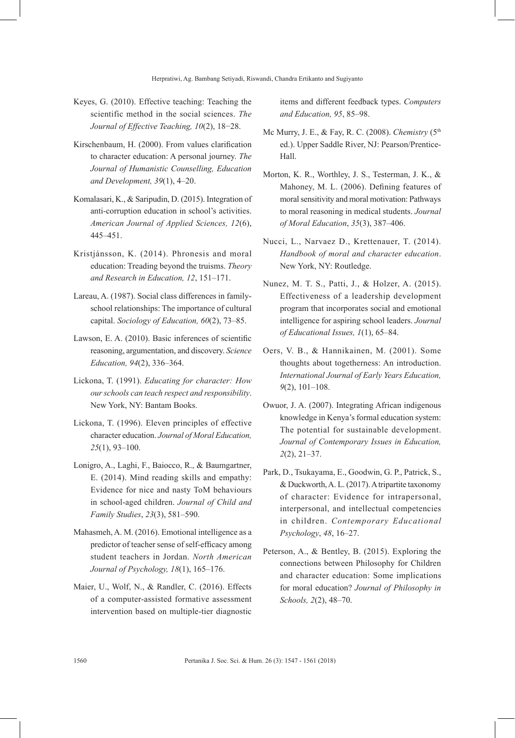Keyes, G. (2010). Effective teaching: Teaching the scientific method in the social sciences. *The Journal of Effective Teaching, 10*(2), 18−28.

Kirschenbaum, H. (2000). From values clarification to character education: A personal journey. *The Journal of Humanistic Counselling, Education and Development, 39*(1), 4–20.

Komalasari, K., & Saripudin, D. (2015). Integration of anti-corruption education in school's activities. *American Journal of Applied Sciences, 12*(6), 445–451.

Kristjánsson, K. (2014). Phronesis and moral education: Treading beyond the truisms. *Theory and Research in Education, 12*, 151–171.

Lareau, A. (1987). Social class differences in family-school relationships: The importance of cultural capital. *Sociology of Education, 60*(2), 73–85.

Lawson, E. A. (2010). Basic inferences of scientific reasoning, argumentation, and discovery. *Science Education, 94*(2), 336–364.

Lickona, T. (1991). *Educating for character: How our schools can teach respect and responsibility*. New York, NY: Bantam Books.

Lickona, T. (1996). Eleven principles of effective character education. *Journal of Moral Education, 25*(1), 93–100.

Lonigro, A., Laghi, F., Baiocco, R., & Baumgartner, E. (2014). Mind reading skills and empathy: Evidence for nice and nasty ToM behaviours in school-aged children. *Journal of Child and Family Studies*, *23*(3), 581–590.

Mahasmeh, A. M. (2016). Emotional intelligence as a predictor of teacher sense of self-efficacy among student teachers in Jordan. *North American Journal of Psychology, 18*(1), 165–176.

Maier, U., Wolf, N., & Randler, C. (2016). Effects of a computer-assisted formative assessment intervention based on multiple-tier diagnostic items and different feedback types. *Computers and Education, 95*, 85–98.

Mc Murry, J. E., & Fay, R. C. (2008). *Chemistry* (5th ed.). Upper Saddle River, NJ: Pearson/Prentice-Hall.

Morton, K. R., Worthley, J. S., Testerman, J. K., & Mahoney, M. L. (2006). Defining features of moral sensitivity and moral motivation: Pathways to moral reasoning in medical students. *Journal of Moral Education*, *35*(3), 387–406.

Nucci, L., Narvaez D., Krettenauer, T. (2014). *Handbook of moral and character education*. New York, NY: Routledge.

Nunez, M. T. S., Patti, J., & Holzer, A. (2015). Effectiveness of a leadership development program that incorporates social and emotional intelligence for aspiring school leaders. *Journal of Educational Issues, 1*(1), 65–84.

Oers, V. B., & Hannikainen, M. (2001). Some thoughts about togetherness: An introduction. *International Journal of Early Years Education, 9*(2), 101–108.

Owuor, J. A. (2007). Integrating African indigenous knowledge in Kenya's formal education system: The potential for sustainable development. *Journal of Contemporary Issues in Education, 2*(2), 21–37.

Park, D., Tsukayama, E., Goodwin, G. P., Patrick, S., & Duckworth, A. L. (2017). A tripartite taxonomy of character: Evidence for intrapersonal, interpersonal, and intellectual competencies in children. *Contemporary Educational Psychology*, *48*, 16–27.

Peterson, A., & Bentley, B. (2015). Exploring the connections between Philosophy for Children and character education: Some implications for moral education? *Journal of Philosophy in Schools, 2*(2), 48–70.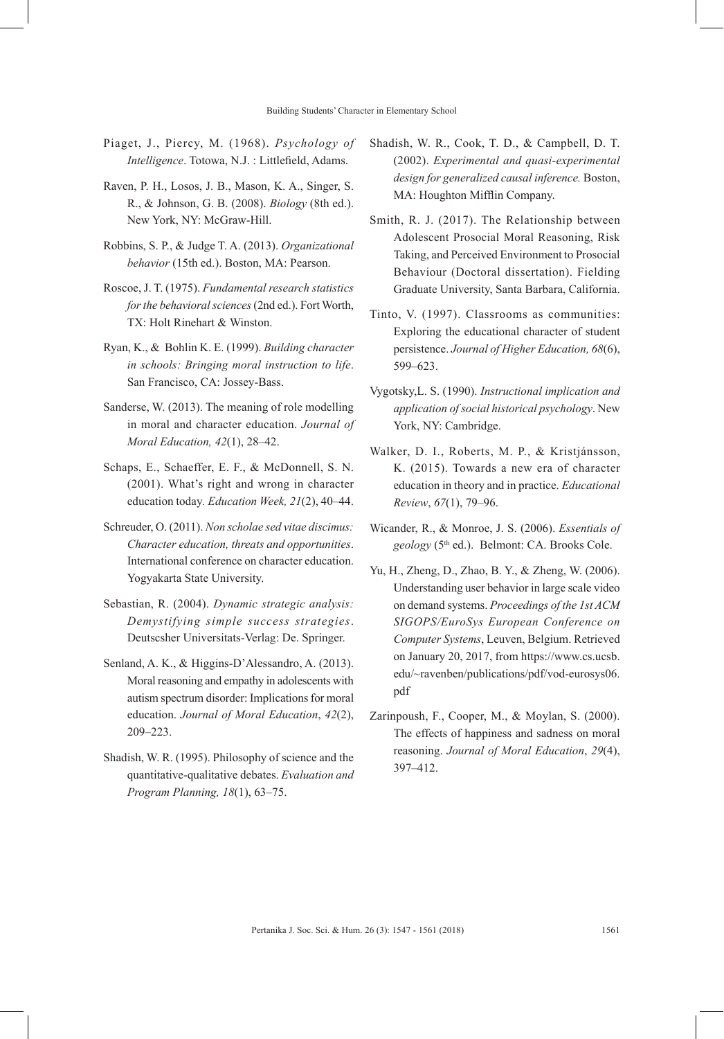Piaget, J., Piercy, M. (1968). *Psychology of Intelligence*. Totowa, N.J. : Littlefield, Adams.

Raven, P. H., Losos, J. B., Mason, K. A., Singer, S. R., & Johnson, G. B. (2008). *Biology* (8th ed.). New York, NY: McGraw-Hill.

Robbins, S. P., & Judge T. A. (2013). *Organizational behavior* (15th ed.). Boston, MA: Pearson.

Roscoe, J. T. (1975). *Fundamental research statistics for the behavioral sciences* (2nd ed.). Fort Worth, TX: Holt Rinehart & Winston.

Ryan, K., & Bohlin K. E. (1999). *Building character in schools: Bringing moral instruction to life*. San Francisco, CA: Jossey-Bass.

Sanderse, W. (2013). The meaning of role modelling in moral and character education. *Journal of Moral Education, 42*(1), 28–42.

Schaps, E., Schaeffer, E. F., & McDonnell, S. N. (2001). What's right and wrong in character education today. *Education Week, 21*(2), 40–44.

Schreuder, O. (2011). *Non scholae sed vitae discimus: Character education, threats and opportunities*. International conference on character education. Yogyakarta State University.

Sebastian, R. (2004). *Dynamic strategic analysis: Demystifying simple success strategies*. Deutscsher Universitats-Verlag: De. Springer.

Senland, A. K., & Higgins-D'Alessandro, A. (2013). Moral reasoning and empathy in adolescents with autism spectrum disorder: Implications for moral education. *Journal of Moral Education*, *42*(2), 209–223.

Shadish, W. R. (1995). Philosophy of science and the quantitative-qualitative debates. *Evaluation and Program Planning, 18*(1), 63–75.

Shadish, W. R., Cook, T. D., & Campbell, D. T. (2002). *Experimental and quasi-experimental design for generalized causal inference.* Boston, MA: Houghton Mifflin Company.

Smith, R. J. (2017). The Relationship between Adolescent Prosocial Moral Reasoning, Risk Taking, and Perceived Environment to Prosocial Behaviour (Doctoral dissertation). Fielding Graduate University, Santa Barbara, California.

Tinto, V. (1997). Classrooms as communities: Exploring the educational character of student persistence. *Journal of Higher Education, 68*(6), 599–623.

Vygotsky,L. S. (1990). *Instructional implication and application of social historical psychology*. New York, NY: Cambridge.

Walker, D. I., Roberts, M. P., & Kristjánsson, K. (2015). Towards a new era of character education in theory and in practice. *Educational Review*, *67*(1), 79–96.

Wicander, R., & Monroe, J. S. (2006). *Essentials of geology* (5th ed.). Belmont: CA. Brooks Cole.

Yu, H., Zheng, D., Zhao, B. Y., & Zheng, W. (2006). Understanding user behavior in large scale video on demand systems. *Proceedings of the 1st ACM SIGOPS/EuroSys European Conference on Computer Systems*, Leuven, Belgium. Retrieved on January 20, 2017, from https://www.cs.ucsb.edu/~ravenben/publications/pdf/vod-eurosys06.pdf

Zarinpoush, F., Cooper, M., & Moylan, S. (2000). The effects of happiness and sadness on moral reasoning. *Journal of Moral Education*, *29*(4), 397–412.